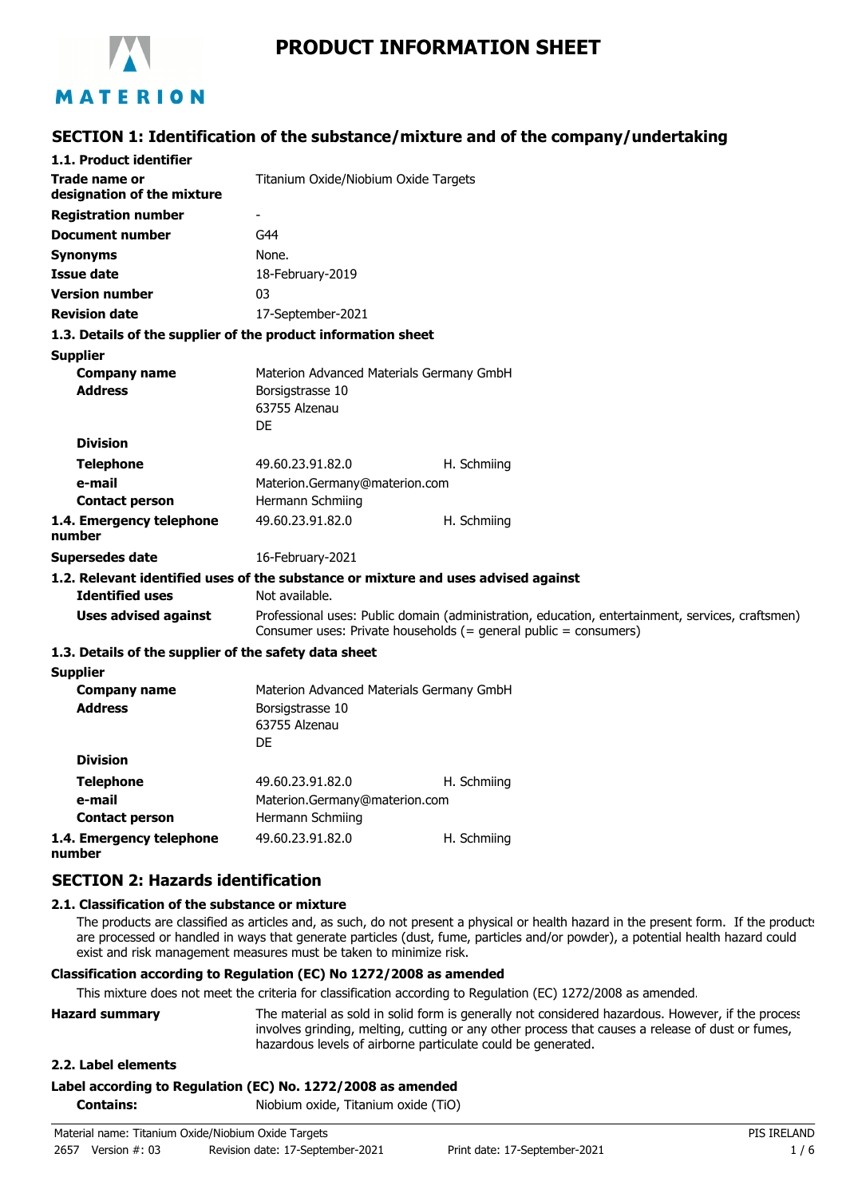# PRODUCT INFORMATION SHEET

## SECTION 1: Identification of the substance/mixture and of the company/undertaking

### 1.1. Product identifier

| | | |
|---|---|---|
| **Trade name or designation of the mixture** | Titanium Oxide/Niobium Oxide Targets | |
| **Registration number** | - | |
| **Document number** | G44 | |
| **Synonyms** | None. | |
| **Issue date** | 18-February-2019 | |
| **Version number** | 03 | |
| **Revision date** | 17-September-2021 | |

### 1.3. Details of the supplier of the product information sheet

**Supplier**

| | | |
|---|---|---|
| **Company name** | Materion Advanced Materials Germany GmbH | |
| **Address** | Borsigstrasse 10<br>63755 Alzenau<br>DE | |
| **Division** | | |
| **Telephone** | 49.60.23.91.82.0 | H. Schmiing |
| **e-mail** | Materion.Germany@materion.com | |
| **Contact person** | Hermann Schmiing | |
| **1.4. Emergency telephone number** | 49.60.23.91.82.0 | H. Schmiing |
| **Supersedes date** | 16-February-2021 | |

### 1.2. Relevant identified uses of the substance or mixture and uses advised against

| | |
|---|---|
| **Identified uses** | Not available. |
| **Uses advised against** | Professional uses: Public domain (administration, education, entertainment, services, craftsmen)<br>Consumer uses: Private households (= general public = consumers) |

### 1.3. Details of the supplier of the safety data sheet

**Supplier**

| | | |
|---|---|---|
| **Company name** | Materion Advanced Materials Germany GmbH | |
| **Address** | Borsigstrasse 10<br>63755 Alzenau<br>DE | |
| **Division** | | |
| **Telephone** | 49.60.23.91.82.0 | H. Schmiing |
| **e-mail** | Materion.Germany@materion.com | |
| **Contact person** | Hermann Schmiing | |
| **1.4. Emergency telephone number** | 49.60.23.91.82.0 | H. Schmiing |

## SECTION 2: Hazards identification

### 2.1. Classification of the substance or mixture

The products are classified as articles and, as such, do not present a physical or health hazard in the present form. If the products are processed or handled in ways that generate particles (dust, fume, particles and/or powder), a potential health hazard could exist and risk management measures must be taken to minimize risk.

**Classification according to Regulation (EC) No 1272/2008 as amended**

This mixture does not meet the criteria for classification according to Regulation (EC) 1272/2008 as amended.

**Hazard summary** The material as sold in solid form is generally not considered hazardous. However, if the process involves grinding, melting, cutting or any other process that causes a release of dust or fumes, hazardous levels of airborne particulate could be generated.

### 2.2. Label elements

**Label according to Regulation (EC) No. 1272/2008 as amended**

**Contains:** Niobium oxide, Titanium oxide (TiO)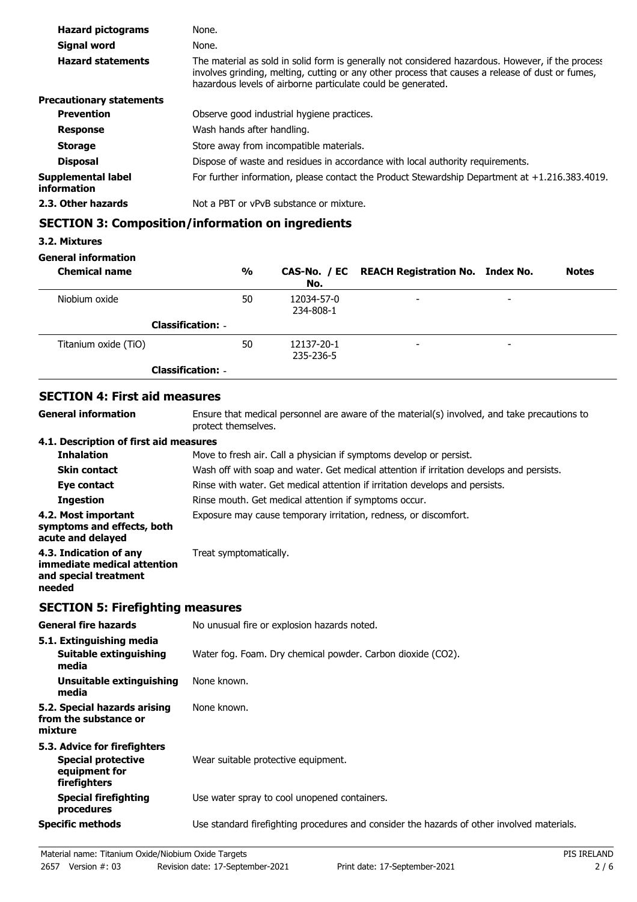| | |
|---|---|
| **Hazard pictograms** | None. |
| **Signal word** | None. |
| **Hazard statements** | The material as sold in solid form is generally not considered hazardous. However, if the process involves grinding, melting, cutting or any other process that causes a release of dust or fumes, hazardous levels of airborne particulate could be generated. |

**Precautionary statements**

| | |
|---|---|
| **Prevention** | Observe good industrial hygiene practices. |
| **Response** | Wash hands after handling. |
| **Storage** | Store away from incompatible materials. |
| **Disposal** | Dispose of waste and residues in accordance with local authority requirements. |
| **Supplemental label information** | For further information, please contact the Product Stewardship Department at +1.216.383.4019. |
| **2.3. Other hazards** | Not a PBT or vPvB substance or mixture. |

## SECTION 3: Composition/information on ingredients

### 3.2. Mixtures

**General information**

| Chemical name | % | CAS-No. / EC No. | REACH Registration No. | Index No. | Notes |
|---|---|---|---|---|---|
| Niobium oxide | 50 | 12034-57-0<br>234-808-1 | - | - | |
| **Classification:** - | | | | | |
| Titanium oxide (TiO) | 50 | 12137-20-1<br>235-236-5 | - | - | |
| **Classification:** - | | | | | |

## SECTION 4: First aid measures

| | |
|---|---|
| **General information** | Ensure that medical personnel are aware of the material(s) involved, and take precautions to protect themselves. |

**4.1. Description of first aid measures**

| | |
|---|---|
| **Inhalation** | Move to fresh air. Call a physician if symptoms develop or persist. |
| **Skin contact** | Wash off with soap and water. Get medical attention if irritation develops and persists. |
| **Eye contact** | Rinse with water. Get medical attention if irritation develops and persists. |
| **Ingestion** | Rinse mouth. Get medical attention if symptoms occur. |
| **4.2. Most important symptoms and effects, both acute and delayed** | Exposure may cause temporary irritation, redness, or discomfort. |
| **4.3. Indication of any immediate medical attention and special treatment needed** | Treat symptomatically. |

## SECTION 5: Firefighting measures

| | |
|---|---|
| **General fire hazards** | No unusual fire or explosion hazards noted. |

**5.1. Extinguishing media**

| | |
|---|---|
| **Suitable extinguishing media** | Water fog. Foam. Dry chemical powder. Carbon dioxide ($CO_2$). |
| **Unsuitable extinguishing media** | None known. |
| **5.2. Special hazards arising from the substance or mixture** | None known. |

**5.3. Advice for firefighters**

| | |
|---|---|
| **Special protective equipment for firefighters** | Wear suitable protective equipment. |
| **Special firefighting procedures** | Use water spray to cool unopened containers. |
| **Specific methods** | Use standard firefighting procedures and consider the hazards of other involved materials. |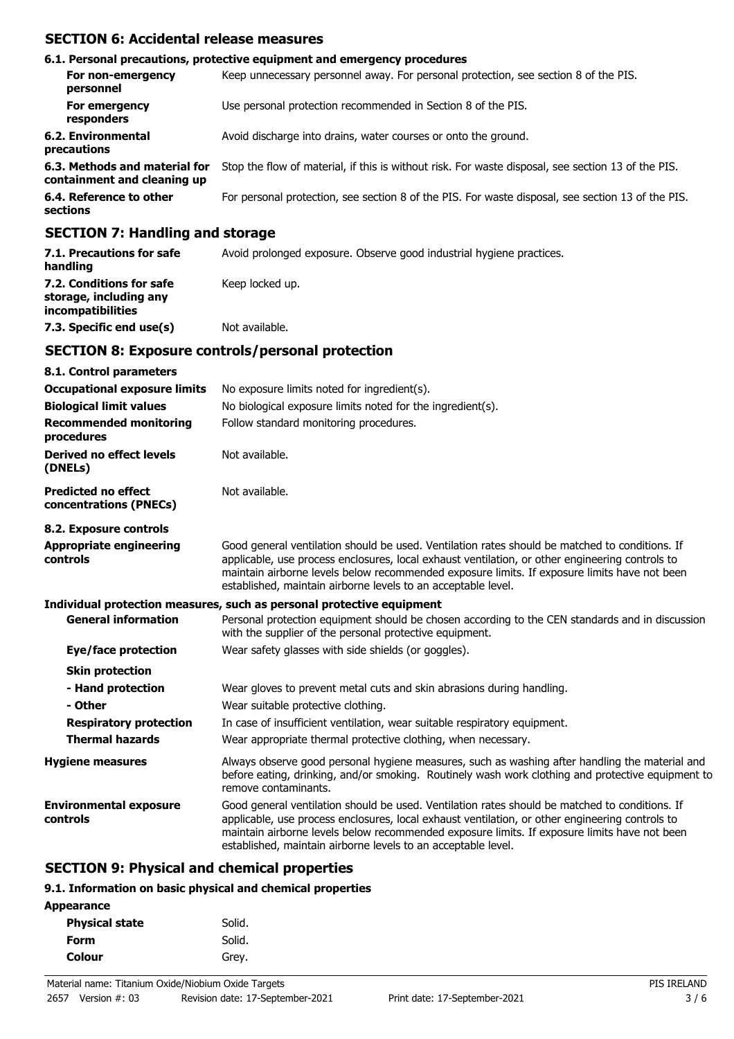## SECTION 6: Accidental release measures

**6.1. Personal precautions, protective equipment and emergency procedures**

| | |
|---|---|
| **For non-emergency personnel** | Keep unnecessary personnel away. For personal protection, see section 8 of the PIS. |
| **For emergency responders** | Use personal protection recommended in Section 8 of the PIS. |
| **6.2. Environmental precautions** | Avoid discharge into drains, water courses or onto the ground. |
| **6.3. Methods and material for containment and cleaning up** | Stop the flow of material, if this is without risk. For waste disposal, see section 13 of the PIS. |
| **6.4. Reference to other sections** | For personal protection, see section 8 of the PIS. For waste disposal, see section 13 of the PIS. |

## SECTION 7: Handling and storage

| | |
|---|---|
| **7.1. Precautions for safe handling** | Avoid prolonged exposure. Observe good industrial hygiene practices. |
| **7.2. Conditions for safe storage, including any incompatibilities** | Keep locked up. |
| **7.3. Specific end use(s)** | Not available. |

## SECTION 8: Exposure controls/personal protection

**8.1. Control parameters**

| | |
|---|---|
| **Occupational exposure limits** | No exposure limits noted for ingredient(s). |
| **Biological limit values** | No biological exposure limits noted for the ingredient(s). |
| **Recommended monitoring procedures** | Follow standard monitoring procedures. |
| **Derived no effect levels (DNELs)** | Not available. |
| **Predicted no effect concentrations (PNECs)** | Not available. |

**8.2. Exposure controls**

| | |
|---|---|
| **Appropriate engineering controls** | Good general ventilation should be used. Ventilation rates should be matched to conditions. If applicable, use process enclosures, local exhaust ventilation, or other engineering controls to maintain airborne levels below recommended exposure limits. If exposure limits have not been established, maintain airborne levels to an acceptable level. |

**Individual protection measures, such as personal protective equipment**

| | |
|---|---|
| **General information** | Personal protection equipment should be chosen according to the CEN standards and in discussion with the supplier of the personal protective equipment. |
| **Eye/face protection** | Wear safety glasses with side shields (or goggles). |
| **Skin protection** | |
| **- Hand protection** | Wear gloves to prevent metal cuts and skin abrasions during handling. |
| **- Other** | Wear suitable protective clothing. |
| **Respiratory protection** | In case of insufficient ventilation, wear suitable respiratory equipment. |
| **Thermal hazards** | Wear appropriate thermal protective clothing, when necessary. |
| **Hygiene measures** | Always observe good personal hygiene measures, such as washing after handling the material and before eating, drinking, and/or smoking. Routinely wash work clothing and protective equipment to remove contaminants. |
| **Environmental exposure controls** | Good general ventilation should be used. Ventilation rates should be matched to conditions. If applicable, use process enclosures, local exhaust ventilation, or other engineering controls to maintain airborne levels below recommended exposure limits. If exposure limits have not been established, maintain airborne levels to an acceptable level. |

## SECTION 9: Physical and chemical properties

**9.1. Information on basic physical and chemical properties**

**Appearance**

| | |
|---|---|
| **Physical state** | Solid. |
| **Form** | Solid. |
| **Colour** | Grey. |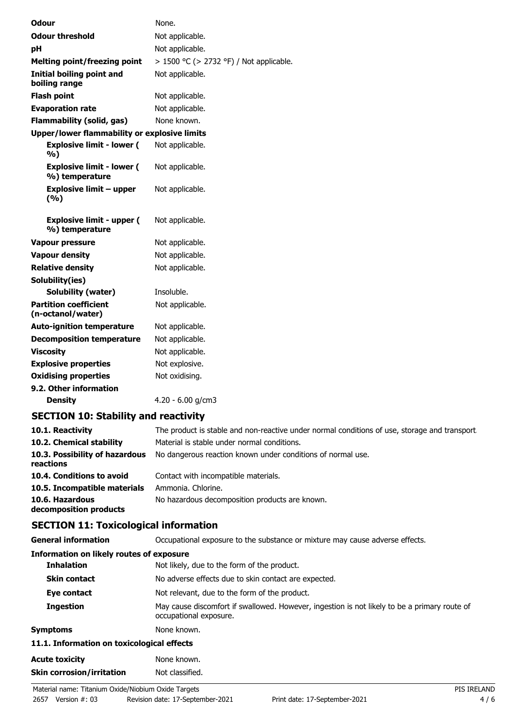| | |
|---|---|
| **Odour** | None. |
| **Odour threshold** | Not applicable. |
| **pH** | Not applicable. |
| **Melting point/freezing point** | > 1500 °C (> 2732 °F) / Not applicable. |
| **Initial boiling point and boiling range** | Not applicable. |
| **Flash point** | Not applicable. |
| **Evaporation rate** | Not applicable. |
| **Flammability (solid, gas)** | None known. |
| **Upper/lower flammability or explosive limits** | |
| **Explosive limit - lower (%)** | Not applicable. |
| **Explosive limit - lower (%) temperature** | Not applicable. |
| **Explosive limit – upper (%)** | Not applicable. |
| **Explosive limit - upper (%) temperature** | Not applicable. |
| **Vapour pressure** | Not applicable. |
| **Vapour density** | Not applicable. |
| **Relative density** | Not applicable. |
| **Solubility(ies)** | |
| **Solubility (water)** | Insoluble. |
| **Partition coefficient (n-octanol/water)** | Not applicable. |
| **Auto-ignition temperature** | Not applicable. |
| **Decomposition temperature** | Not applicable. |
| **Viscosity** | Not applicable. |
| **Explosive properties** | Not explosive. |
| **Oxidising properties** | Not oxidising. |
| **9.2. Other information** | |
| **Density** | 4.20 - 6.00 g/cm3 |

## SECTION 10: Stability and reactivity

| | |
|---|---|
| **10.1. Reactivity** | The product is stable and non-reactive under normal conditions of use, storage and transport. |
| **10.2. Chemical stability** | Material is stable under normal conditions. |
| **10.3. Possibility of hazardous reactions** | No dangerous reaction known under conditions of normal use. |
| **10.4. Conditions to avoid** | Contact with incompatible materials. |
| **10.5. Incompatible materials** | Ammonia. Chlorine. |
| **10.6. Hazardous decomposition products** | No hazardous decomposition products are known. |

## SECTION 11: Toxicological information

| | |
|---|---|
| **General information** | Occupational exposure to the substance or mixture may cause adverse effects. |
| **Information on likely routes of exposure** | |
| **Inhalation** | Not likely, due to the form of the product. |
| **Skin contact** | No adverse effects due to skin contact are expected. |
| **Eye contact** | Not relevant, due to the form of the product. |
| **Ingestion** | May cause discomfort if swallowed. However, ingestion is not likely to be a primary route of occupational exposure. |
| **Symptoms** | None known. |
| **11.1. Information on toxicological effects** | |
| **Acute toxicity** | None known. |
| **Skin corrosion/irritation** | Not classified. |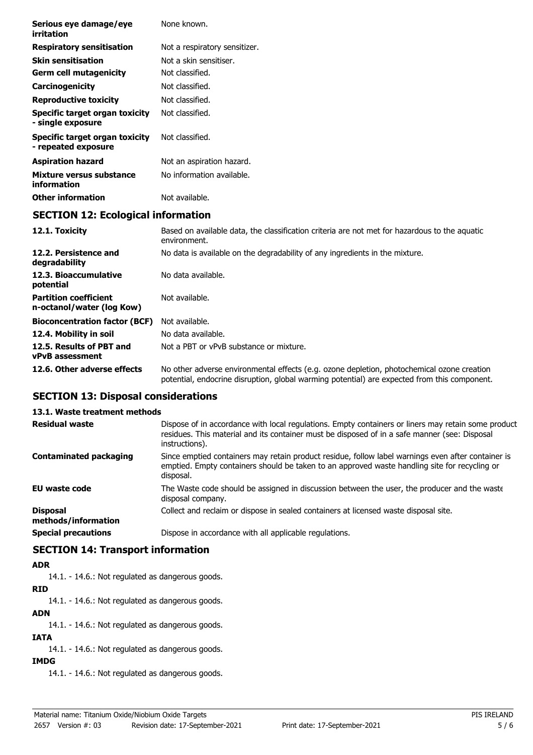| | |
|---|---|
| **Serious eye damage/eye irritation** | None known. |
| **Respiratory sensitisation** | Not a respiratory sensitizer. |
| **Skin sensitisation** | Not a skin sensitiser. |
| **Germ cell mutagenicity** | Not classified. |
| **Carcinogenicity** | Not classified. |
| **Reproductive toxicity** | Not classified. |
| **Specific target organ toxicity - single exposure** | Not classified. |
| **Specific target organ toxicity - repeated exposure** | Not classified. |
| **Aspiration hazard** | Not an aspiration hazard. |
| **Mixture versus substance information** | No information available. |
| **Other information** | Not available. |

## SECTION 12: Ecological information

| | |
|---|---|
| **12.1. Toxicity** | Based on available data, the classification criteria are not met for hazardous to the aquatic environment. |
| **12.2. Persistence and degradability** | No data is available on the degradability of any ingredients in the mixture. |
| **12.3. Bioaccumulative potential** | No data available. |
| **Partition coefficient n-octanol/water (log Kow)** | Not available. |
| **Bioconcentration factor (BCF)** | Not available. |
| **12.4. Mobility in soil** | No data available. |
| **12.5. Results of PBT and vPvB assessment** | Not a PBT or vPvB substance or mixture. |
| **12.6. Other adverse effects** | No other adverse environmental effects (e.g. ozone depletion, photochemical ozone creation potential, endocrine disruption, global warming potential) are expected from this component. |

## SECTION 13: Disposal considerations

### 13.1. Waste treatment methods

| | |
|---|---|
| **Residual waste** | Dispose of in accordance with local regulations. Empty containers or liners may retain some product residues. This material and its container must be disposed of in a safe manner (see: Disposal instructions). |
| **Contaminated packaging** | Since emptied containers may retain product residue, follow label warnings even after container is emptied. Empty containers should be taken to an approved waste handling site for recycling or disposal. |
| **EU waste code** | The Waste code should be assigned in discussion between the user, the producer and the waste disposal company. |
| **Disposal methods/information** | Collect and reclaim or dispose in sealed containers at licensed waste disposal site. |
| **Special precautions** | Dispose in accordance with all applicable regulations. |

## SECTION 14: Transport information

**ADR**

14.1. - 14.6.: Not regulated as dangerous goods.

**RID**

14.1. - 14.6.: Not regulated as dangerous goods.

**ADN**

14.1. - 14.6.: Not regulated as dangerous goods.

**IATA**

14.1. - 14.6.: Not regulated as dangerous goods.

**IMDG**

14.1. - 14.6.: Not regulated as dangerous goods.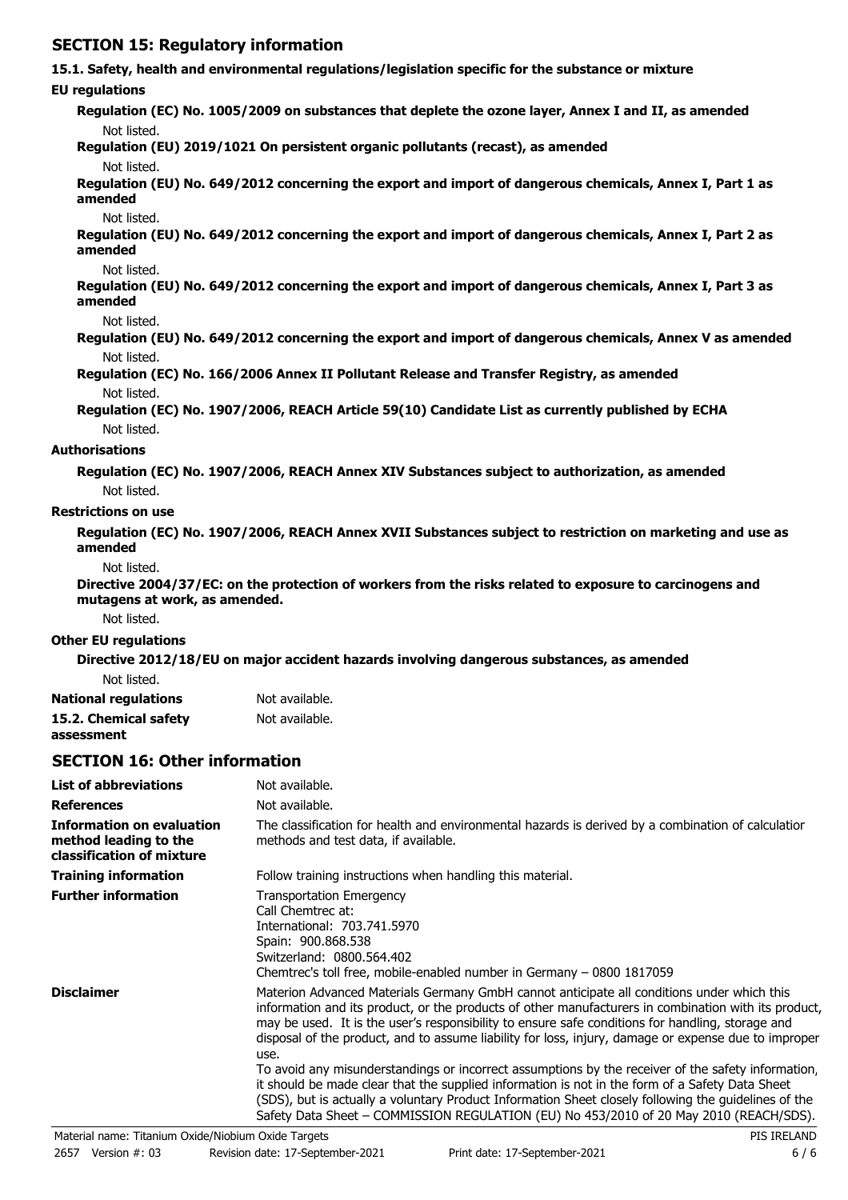## SECTION 15: Regulatory information

### 15.1. Safety, health and environmental regulations/legislation specific for the substance or mixture

**EU regulations**

**Regulation (EC) No. 1005/2009 on substances that deplete the ozone layer, Annex I and II, as amended**

Not listed.

**Regulation (EU) 2019/1021 On persistent organic pollutants (recast), as amended**

Not listed.

**Regulation (EU) No. 649/2012 concerning the export and import of dangerous chemicals, Annex I, Part 1 as amended**

Not listed.

**Regulation (EU) No. 649/2012 concerning the export and import of dangerous chemicals, Annex I, Part 2 as amended**

Not listed.

**Regulation (EU) No. 649/2012 concerning the export and import of dangerous chemicals, Annex I, Part 3 as amended**

Not listed.

**Regulation (EU) No. 649/2012 concerning the export and import of dangerous chemicals, Annex V as amended**

Not listed.

**Regulation (EC) No. 166/2006 Annex II Pollutant Release and Transfer Registry, as amended**

Not listed.

**Regulation (EC) No. 1907/2006, REACH Article 59(10) Candidate List as currently published by ECHA**

Not listed.

**Authorisations**

**Regulation (EC) No. 1907/2006, REACH Annex XIV Substances subject to authorization, as amended**

Not listed.

**Restrictions on use**

**Regulation (EC) No. 1907/2006, REACH Annex XVII Substances subject to restriction on marketing and use as amended**

Not listed.

**Directive 2004/37/EC: on the protection of workers from the risks related to exposure to carcinogens and mutagens at work, as amended.**

Not listed.

**Other EU regulations**

**Directive 2012/18/EU on major accident hazards involving dangerous substances, as amended**

Not listed.

**National regulations** Not available.

**15.2. Chemical safety assessment** Not available.

## SECTION 16: Other information

**List of abbreviations** Not available.

**References** Not available.

**Information on evaluation method leading to the classification of mixture** The classification for health and environmental hazards is derived by a combination of calculatior methods and test data, if available.

**Training information** Follow training instructions when handling this material.

**Further information**
Transportation Emergency
Call Chemtrec at:
International: 703.741.5970
Spain: 900.868.538
Switzerland: 0800.564.402
Chemtrec's toll free, mobile-enabled number in Germany – 0800 1817059

**Disclaimer**
Materion Advanced Materials Germany GmbH cannot anticipate all conditions under which this information and its product, or the products of other manufacturers in combination with its product, may be used. It is the user's responsibility to ensure safe conditions for handling, storage and disposal of the product, and to assume liability for loss, injury, damage or expense due to improper use.
To avoid any misunderstandings or incorrect assumptions by the receiver of the safety information, it should be made clear that the supplied information is not in the form of a Safety Data Sheet (SDS), but is actually a voluntary Product Information Sheet closely following the guidelines of the Safety Data Sheet – COMMISSION REGULATION (EU) No 453/2010 of 20 May 2010 (REACH/SDS).